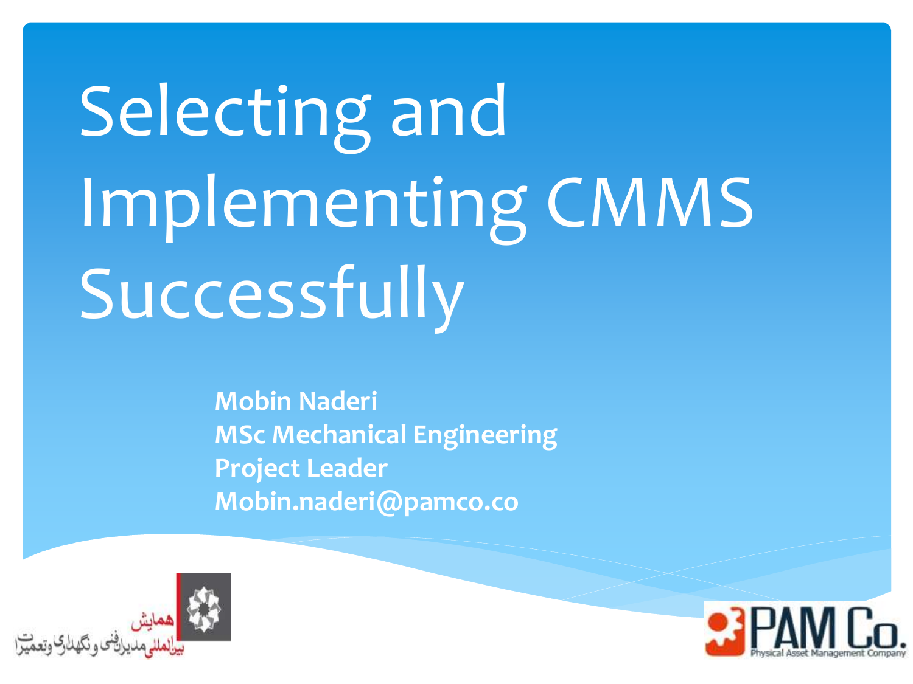# Selecting and Implementing CMMS Successfully

**Mobin Naderi**
**MSc Mechanical Engineering**
**Project Leader**
**Mobin.naderi@pamco.co**

همایش
بین‌المللی مدیران فنی و نگهداری و تعمیرات

PAM Co.
Physical Asset Management Company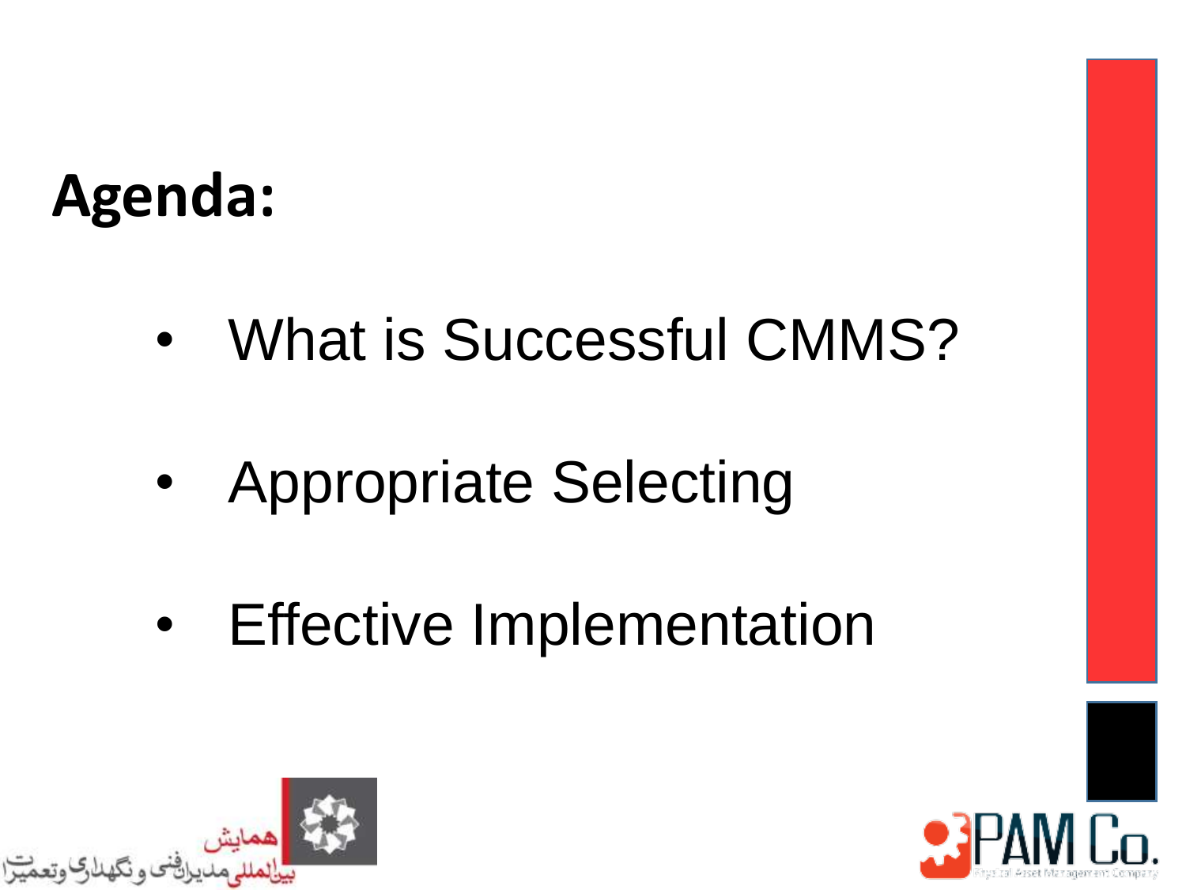## Agenda:

- What is Successful CMMS?
- Appropriate Selecting
- Effective Implementation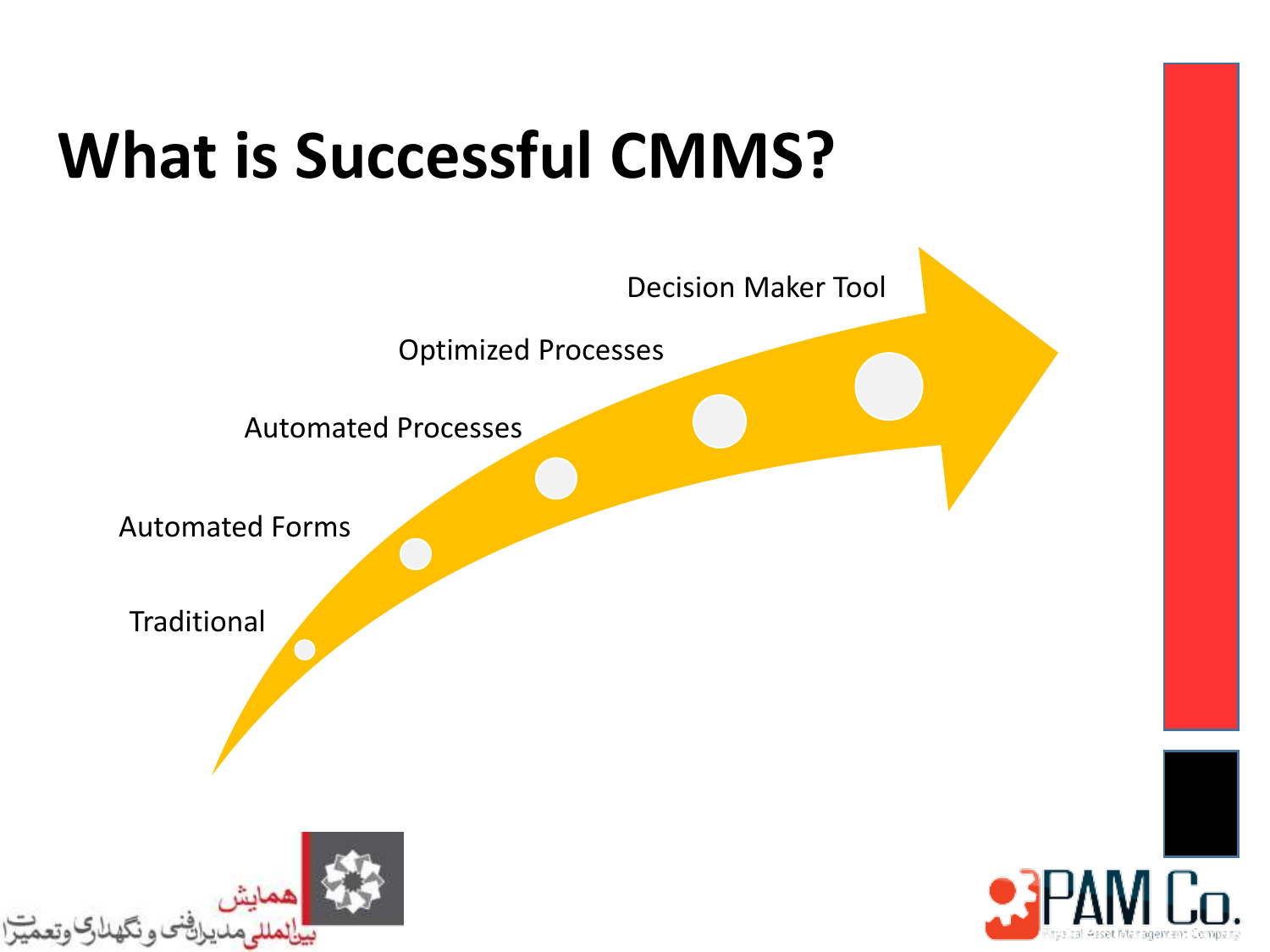# What is Successful CMMS?

- Traditional
- Automated Forms
- Automated Processes
- Optimized Processes
- Decision Maker Tool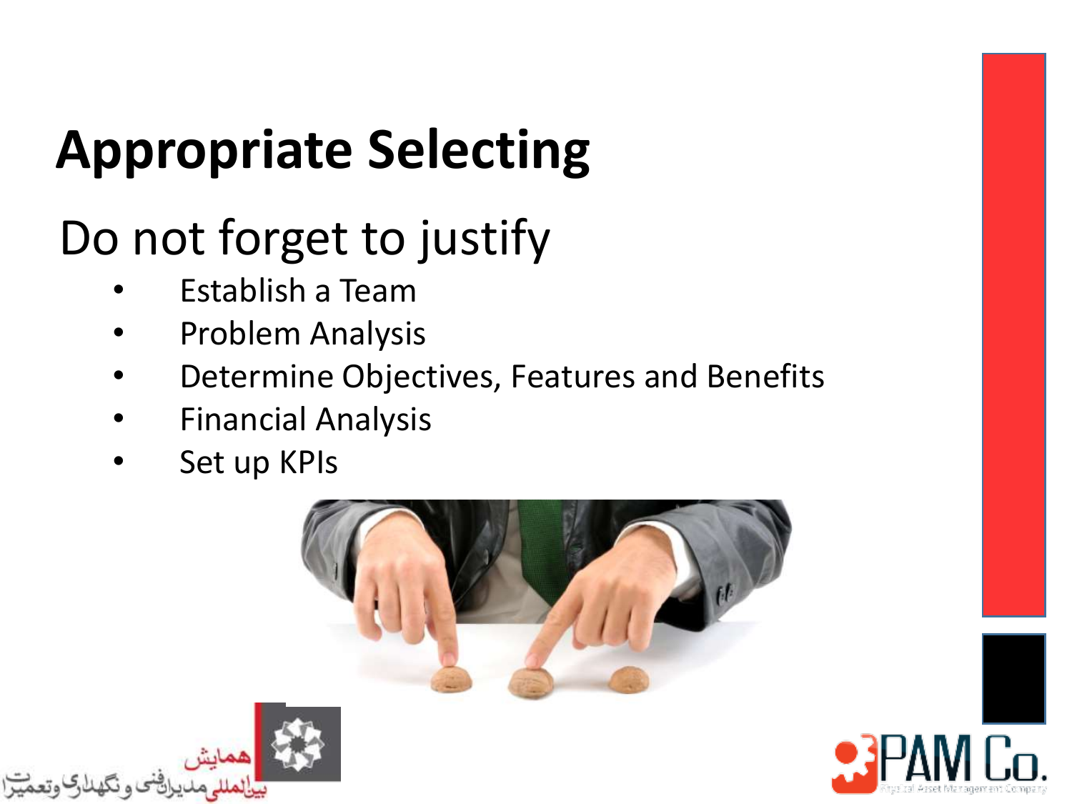# Appropriate Selecting

## Do not forget to justify

- Establish a Team
- Problem Analysis
- Determine Objectives, Features and Benefits
- Financial Analysis
- Set up KPIs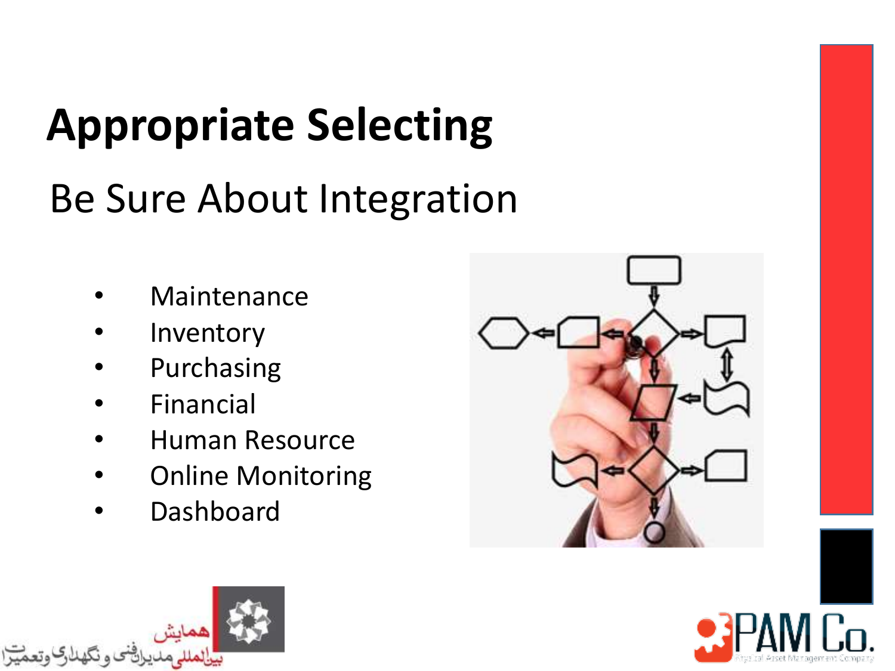# Appropriate Selecting

## Be Sure About Integration

- Maintenance
- Inventory
- Purchasing
- Financial
- Human Resource
- Online Monitoring
- Dashboard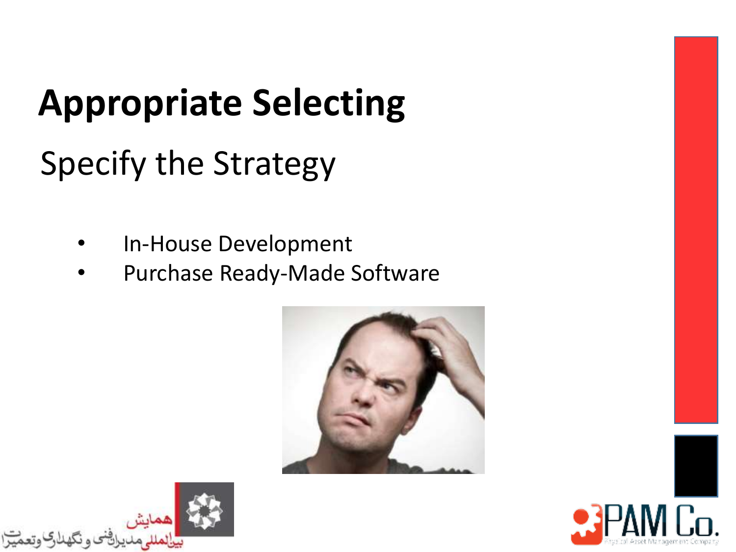# Appropriate Selecting

## Specify the Strategy

- In-House Development
- Purchase Ready-Made Software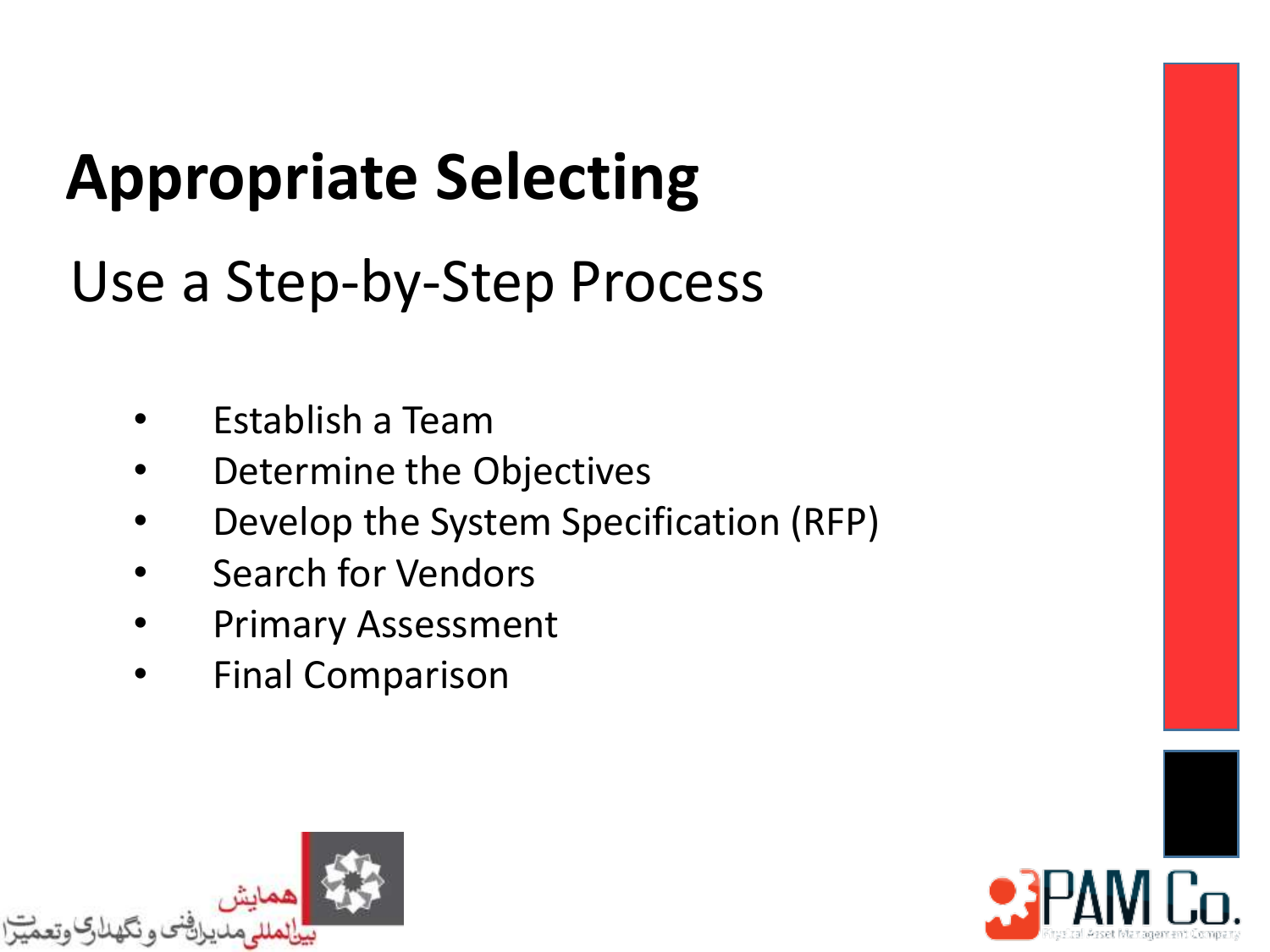# Appropriate Selecting

## Use a Step-by-Step Process

- Establish a Team
- Determine the Objectives
- Develop the System Specification (RFP)
- Search for Vendors
- Primary Assessment
- Final Comparison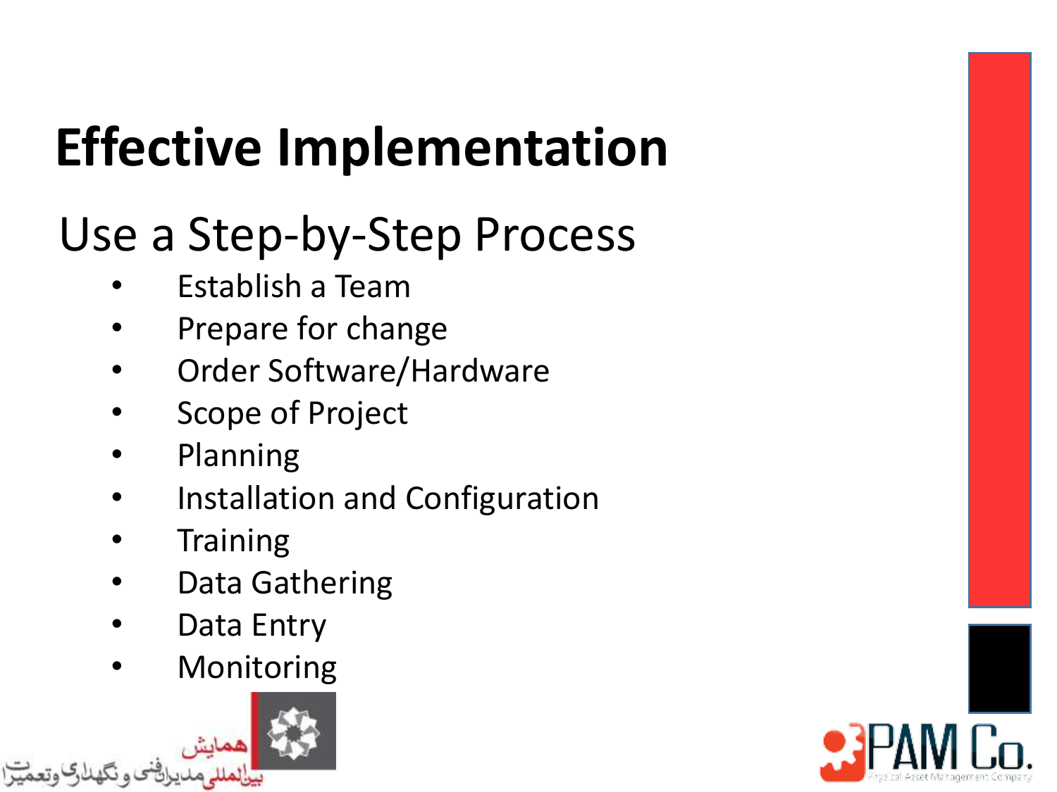# Effective Implementation

## Use a Step-by-Step Process

- Establish a Team
- Prepare for change
- Order Software/Hardware
- Scope of Project
- Planning
- Installation and Configuration
- Training
- Data Gathering
- Data Entry
- Monitoring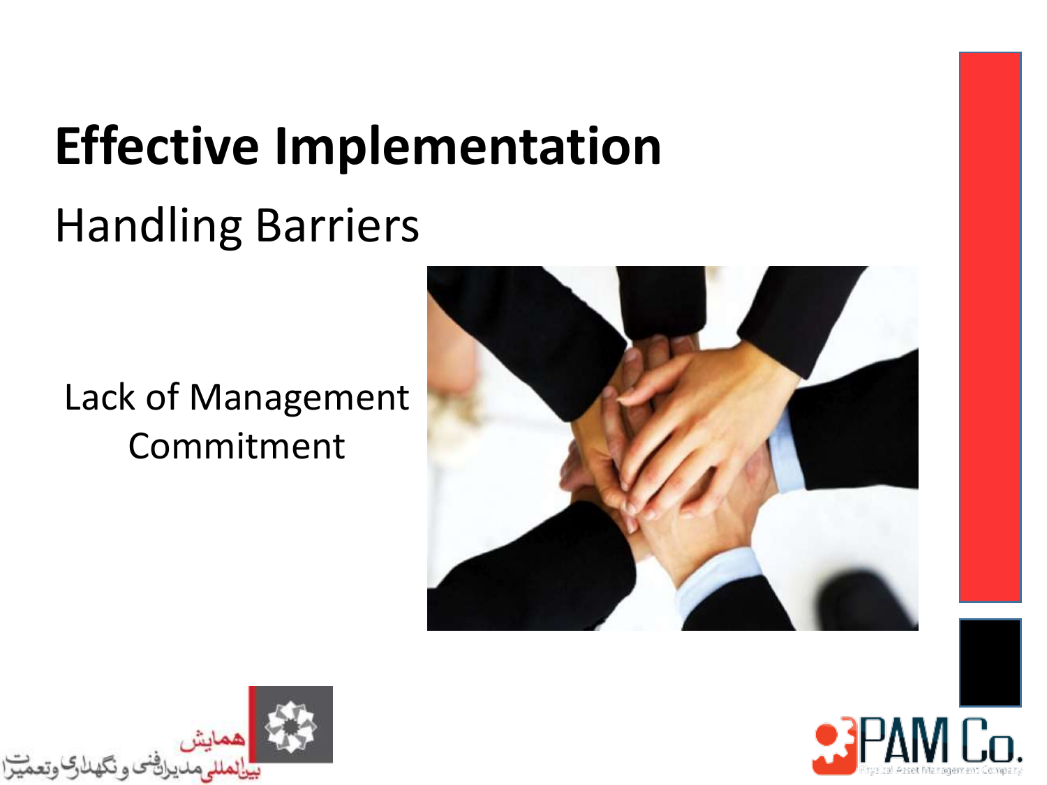# Effective Implementation

## Handling Barriers

Lack of Management Commitment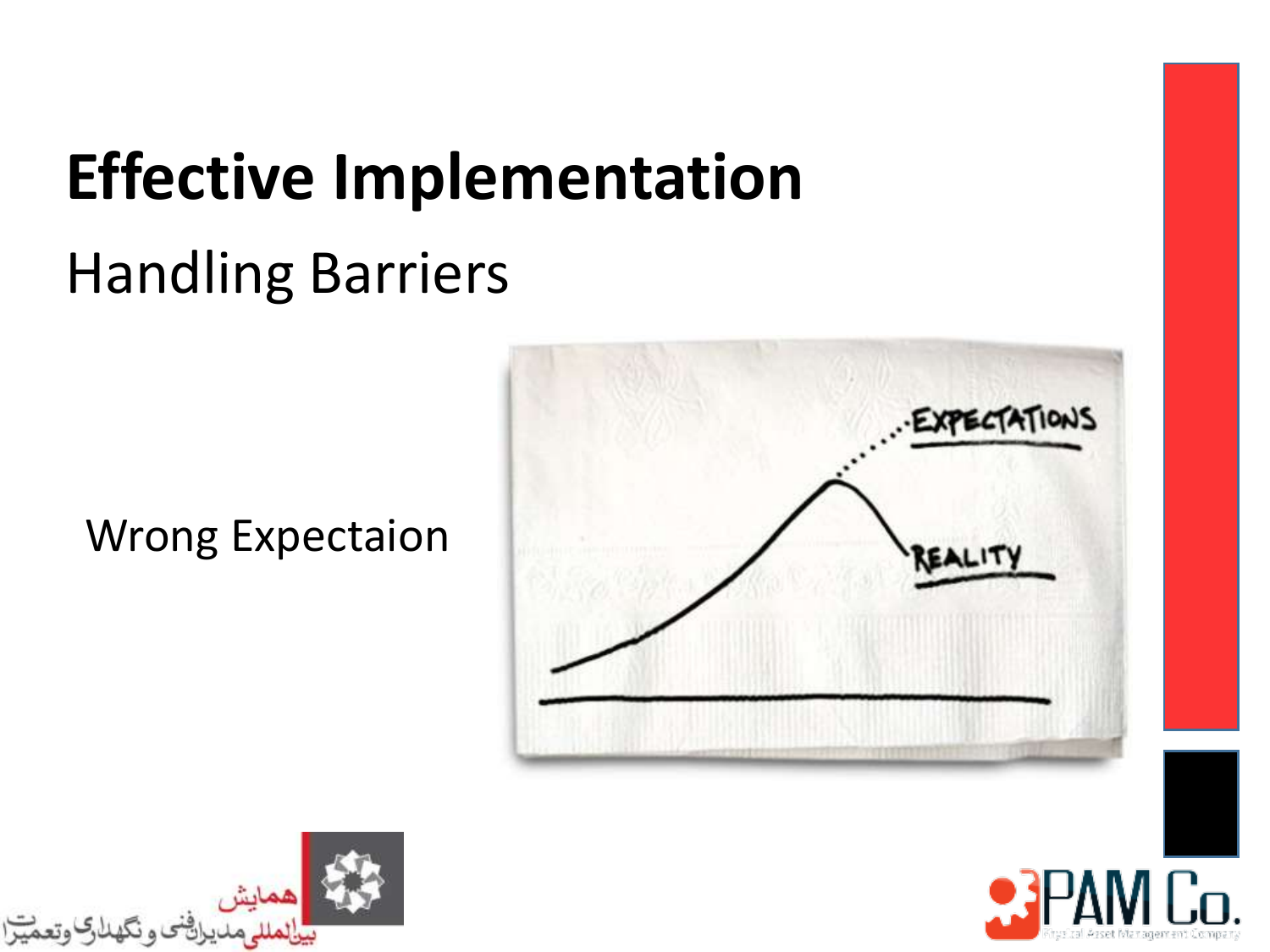# Effective Implementation

## Handling Barriers

Wrong Expectaion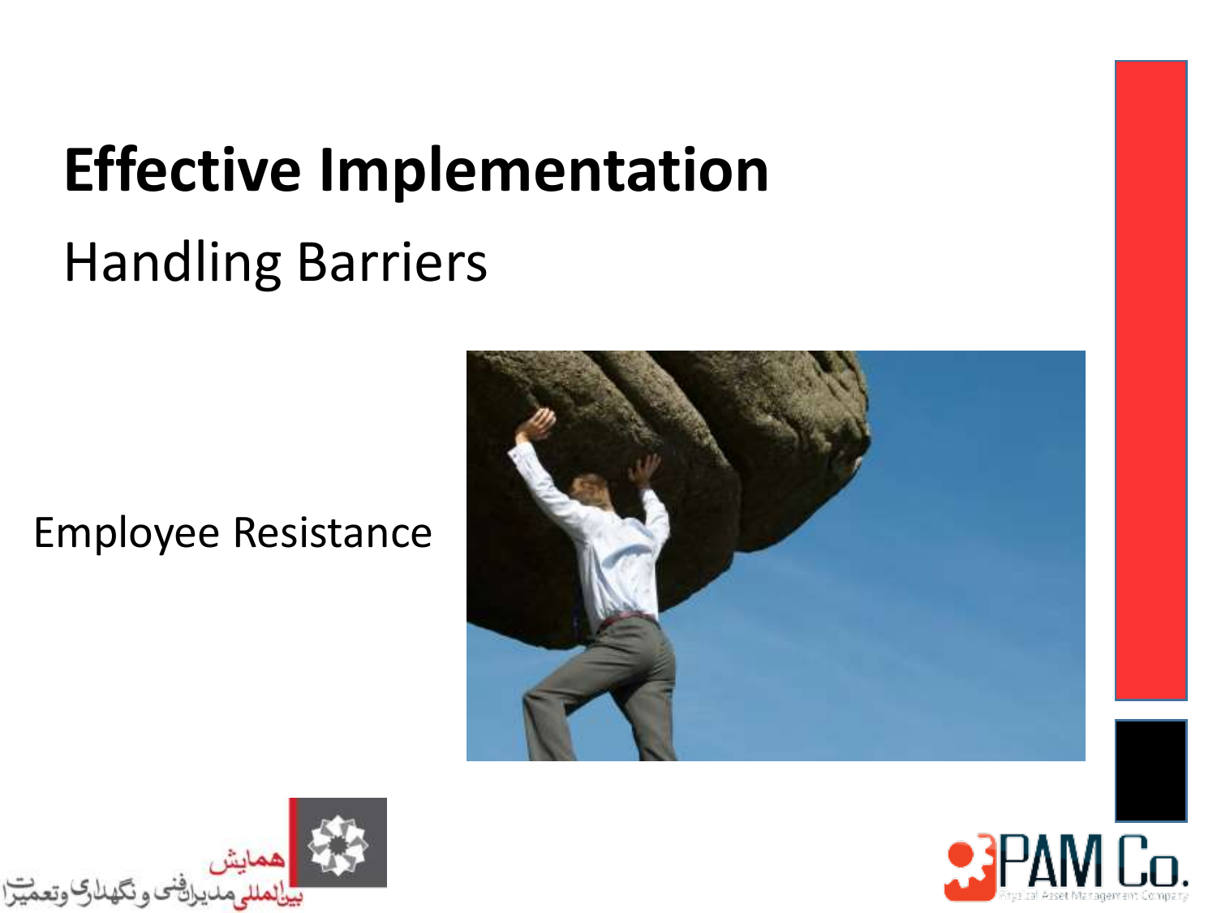# Effective Implementation

## Handling Barriers

Employee Resistance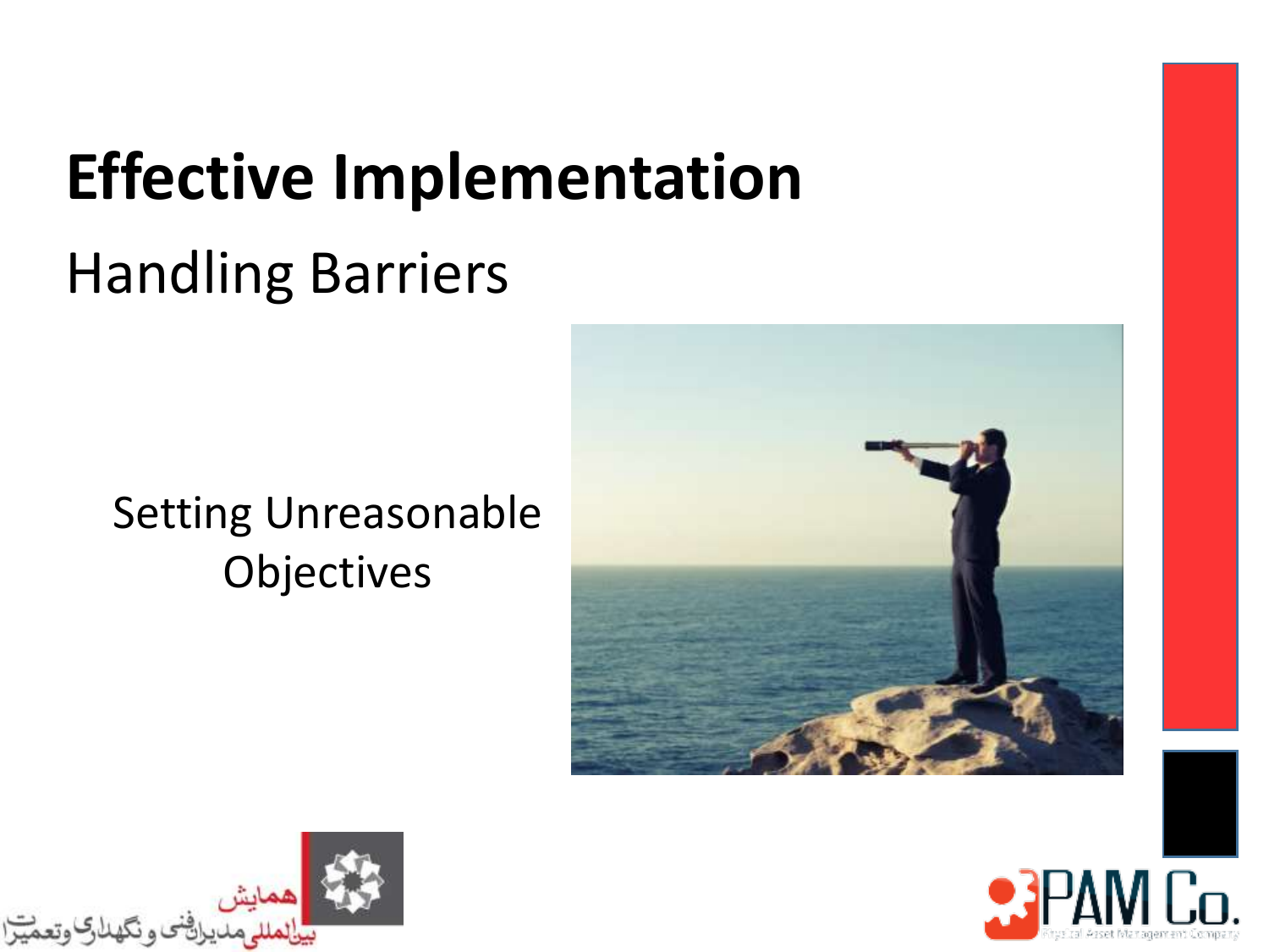# Effective Implementation

## Handling Barriers

Setting Unreasonable Objectives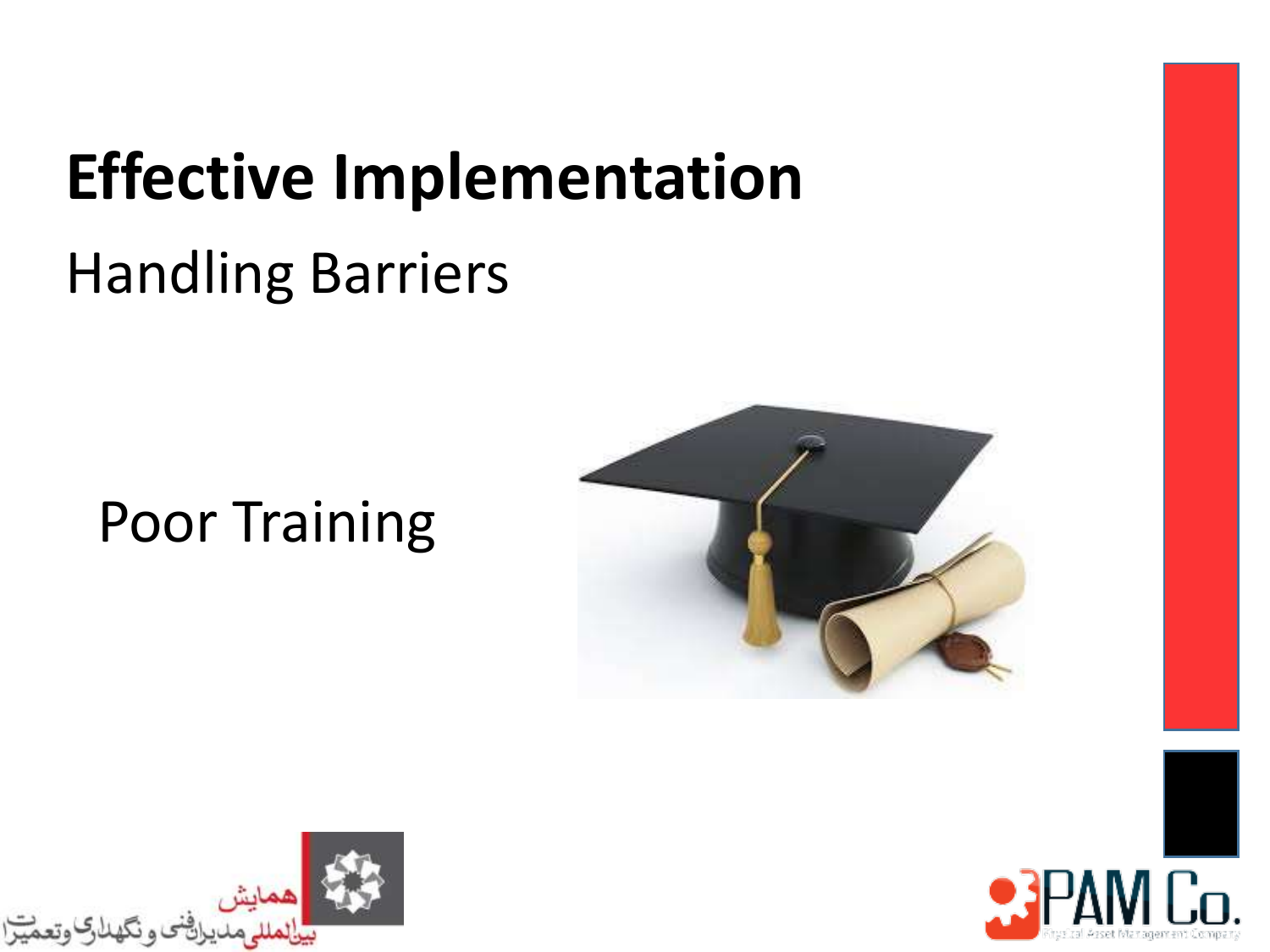# Effective Implementation

## Handling Barriers

Poor Training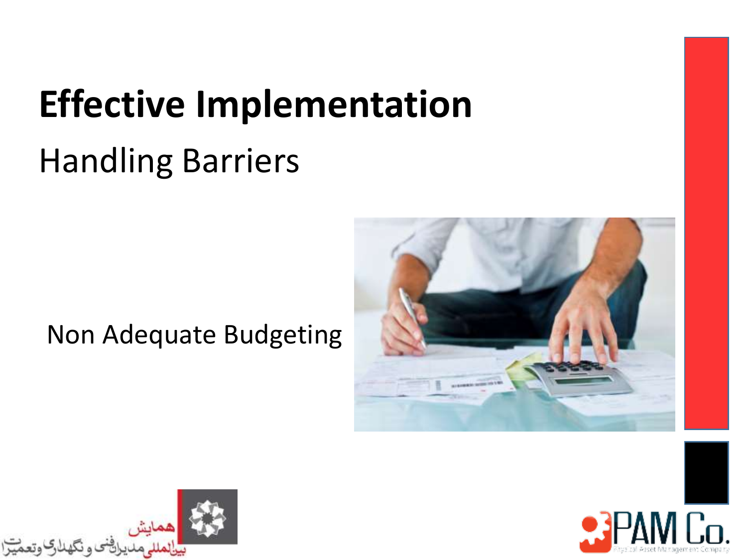# Effective Implementation

## Handling Barriers

Non Adequate Budgeting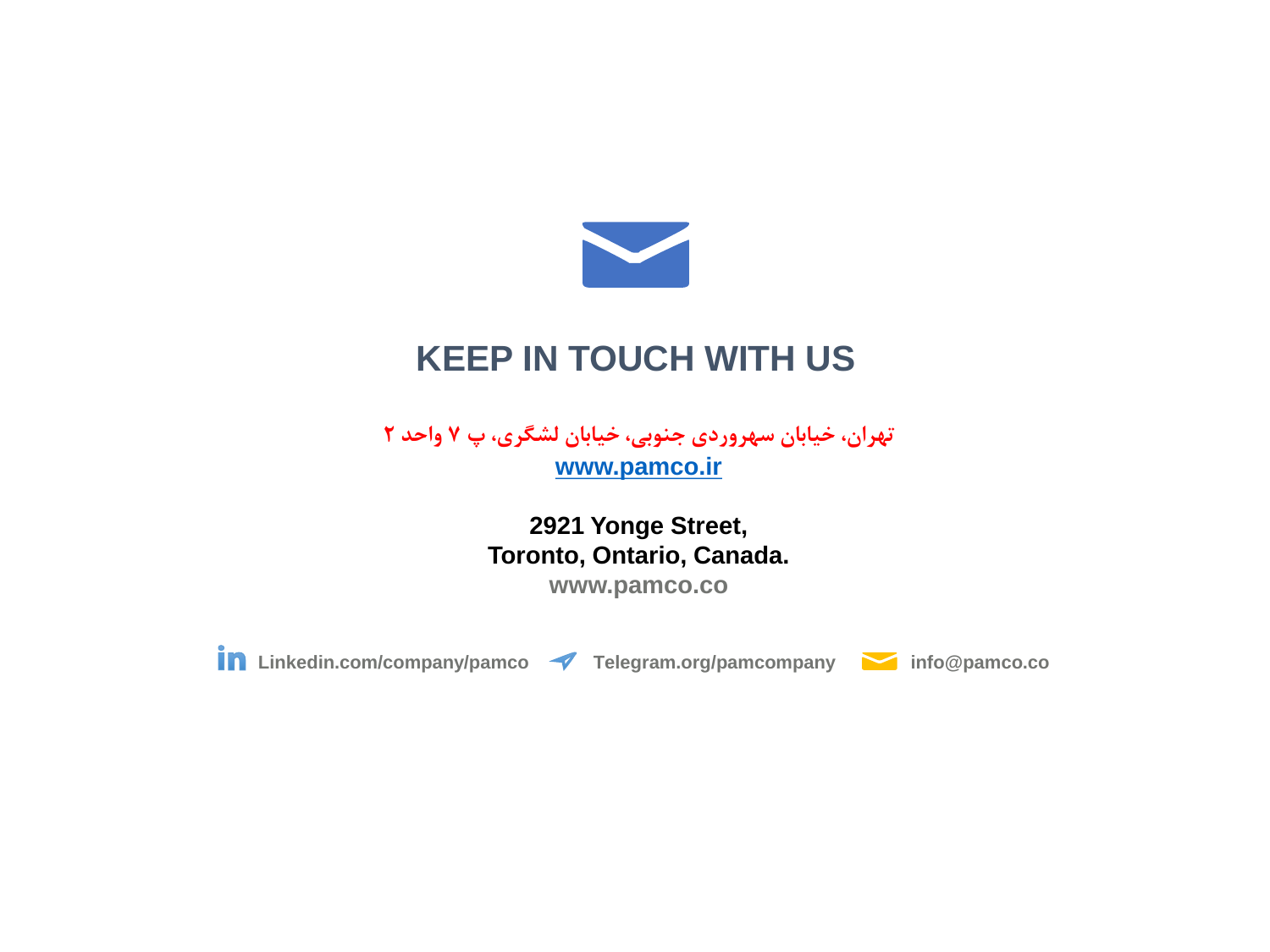# KEEP IN TOUCH WITH US

**تهران، خیابان سهروردی جنوبی، خیابان لشگری، پ ۷ واحد ۲**

**[www.pamco.ir](http://www.pamco.ir)**

**2921 Yonge Street,**
**Toronto, Ontario, Canada.**
**www.pamco.co**

**Linkedin.com/company/pamco** **Telegram.org/pamcompany** **info@pamco.co**